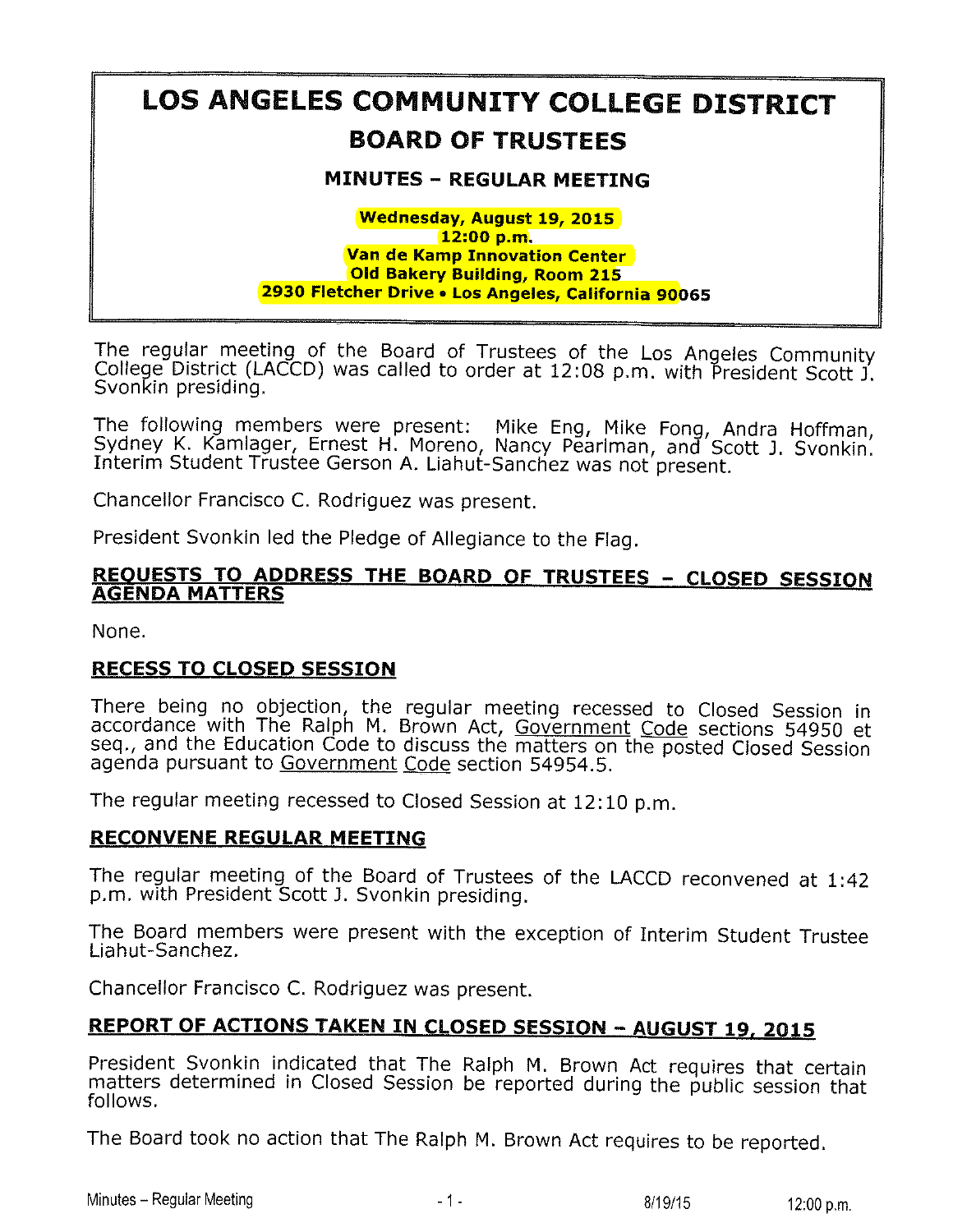# LOS ANGELES COMMUNITY COLLEGE DISTRICT

## BOARD OF TRUSTEES

### MINUTES – REGULAR MEETING

**Wednesday, August 19, 2015**
**12:00 p.m.**
**Van de Kamp Innovation Center**
**Old Bakery Building, Room 215**
**2930 Fletcher Drive • Los Angeles, California 90065**

The regular meeting of the Board of Trustees of the Los Angeles Community College District (LACCD) was called to order at 12:08 p.m. with President Scott J. Svonkin presiding.

The following members were present: Mike Eng, Mike Fong, Andra Hoffman, Sydney K. Kamlager, Ernest H. Moreno, Nancy Pearlman, and Scott J. Svonkin. Interim Student Trustee Gerson A. Liahut-Sanchez was not present.

Chancellor Francisco C. Rodriguez was present.

President Svonkin led the Pledge of Allegiance to the Flag.

**REQUESTS TO ADDRESS THE BOARD OF TRUSTEES – CLOSED SESSION AGENDA MATTERS**

None.

**RECESS TO CLOSED SESSION**

There being no objection, the regular meeting recessed to Closed Session in accordance with The Ralph M. Brown Act, Government Code sections 54950 et seq., and the Education Code to discuss the matters on the posted Closed Session agenda pursuant to Government Code section 54954.5.

The regular meeting recessed to Closed Session at 12:10 p.m.

**RECONVENE REGULAR MEETING**

The regular meeting of the Board of Trustees of the LACCD reconvened at 1:42 p.m. with President Scott J. Svonkin presiding.

The Board members were present with the exception of Interim Student Trustee Liahut-Sanchez.

Chancellor Francisco C. Rodriguez was present.

**REPORT OF ACTIONS TAKEN IN CLOSED SESSION – AUGUST 19, 2015**

President Svonkin indicated that The Ralph M. Brown Act requires that certain matters determined in Closed Session be reported during the public session that follows.

The Board took no action that The Ralph M. Brown Act requires to be reported.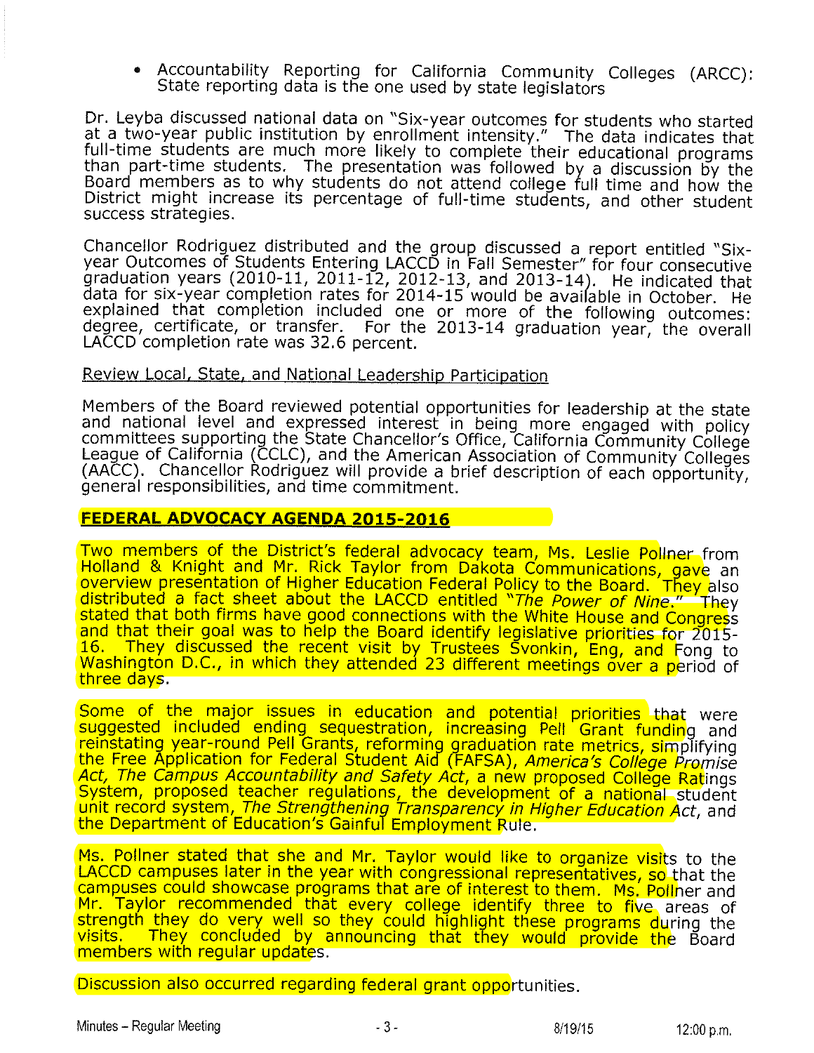- Accountability Reporting for California Community Colleges (ARCC): State reporting data is the one used by state legislators

Dr. Leyba discussed national data on "Six-year outcomes for students who started at a two-year public institution by enrollment intensity." The data indicates that full-time students are much more likely to complete their educational programs than part-time students. The presentation was followed by a discussion by the Board members as to why students do not attend college full time and how the District might increase its percentage of full-time students, and other student success strategies.

Chancellor Rodriguez distributed and the group discussed a report entitled "Six-year Outcomes of Students Entering LACCD in Fall Semester" for four consecutive graduation years (2010-11, 2011-12, 2012-13, and 2013-14). He indicated that data for six-year completion rates for 2014-15 would be available in October. He explained that completion included one or more of the following outcomes: degree, certificate, or transfer. For the 2013-14 graduation year, the overall LACCD completion rate was 32.6 percent.

Review Local, State, and National Leadership Participation

Members of the Board reviewed potential opportunities for leadership at the state and national level and expressed interest in being more engaged with policy committees supporting the State Chancellor's Office, California Community College League of California (CCLC), and the American Association of Community Colleges (AACC). Chancellor Rodriguez will provide a brief description of each opportunity, general responsibilities, and time commitment.

**FEDERAL ADVOCACY AGENDA 2015-2016**

Two members of the District's federal advocacy team, Ms. Leslie Pollner from Holland & Knight and Mr. Rick Taylor from Dakota Communications, gave an overview presentation of Higher Education Federal Policy to the Board. They also distributed a fact sheet about the LACCD entitled "*The Power of Nine*." They stated that both firms have good connections with the White House and Congress and that their goal was to help the Board identify legislative priorities for 2015-16. They discussed the recent visit by Trustees Svonkin, Eng, and Fong to Washington D.C., in which they attended 23 different meetings over a period of three days.

Some of the major issues in education and potential priorities that were suggested included ending sequestration, increasing Pell Grant funding and reinstating year-round Pell Grants, reforming graduation rate metrics, simplifying the Free Application for Federal Student Aid (FAFSA), *America's College Promise Act*, *The Campus Accountability and Safety Act*, a new proposed College Ratings System, proposed teacher regulations, the development of a national student unit record system, *The Strengthening Transparency in Higher Education Act*, and the Department of Education's Gainful Employment Rule.

Ms. Pollner stated that she and Mr. Taylor would like to organize visits to the LACCD campuses later in the year with congressional representatives, so that the campuses could showcase programs that are of interest to them. Ms. Pollner and Mr. Taylor recommended that every college identify three to five areas of strength they do very well so they could highlight these programs during the visits. They concluded by announcing that they would provide the Board members with regular updates.

Discussion also occurred regarding federal grant opportunities.